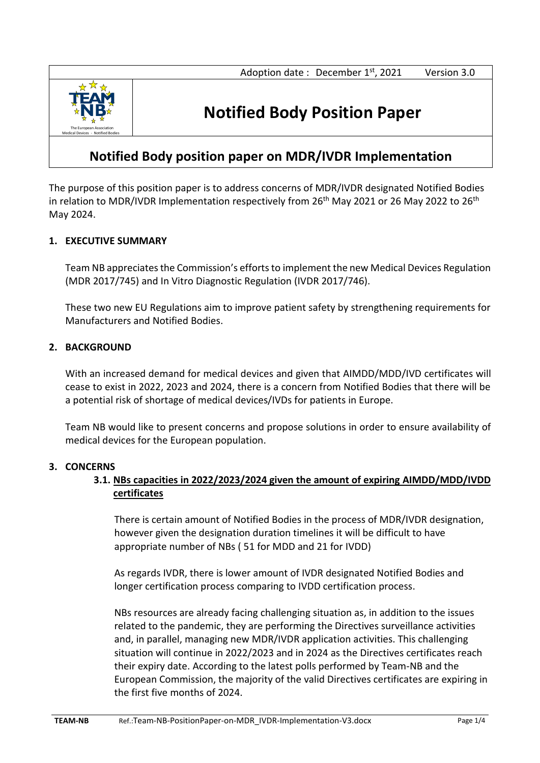Adoption date : December 1st, 2021 Version 3.0

# Notified Body Position Paper

## Notified Body position paper on MDR/IVDR Implementation

The purpose of this position paper is to address concerns of MDR/IVDR designated Notified Bodies in relation to MDR/IVDR Implementation respectively from 26th May 2021 or 26 May 2022 to 26th May 2024.

### 1. EXECUTIVE SUMMARY

Team NB appreciates the Commission's efforts to implement the new Medical Devices Regulation (MDR 2017/745) and In Vitro Diagnostic Regulation (IVDR 2017/746).

These two new EU Regulations aim to improve patient safety by strengthening requirements for Manufacturers and Notified Bodies.

### 2. BACKGROUND

With an increased demand for medical devices and given that AIMDD/MDD/IVD certificates will cease to exist in 2022, 2023 and 2024, there is a concern from Notified Bodies that there will be a potential risk of shortage of medical devices/IVDs for patients in Europe.

Team NB would like to present concerns and propose solutions in order to ensure availability of medical devices for the European population.

### 3. CONCERNS

#### 3.1. NBs capacities in 2022/2023/2024 given the amount of expiring AIMDD/MDD/IVDD certificates

There is certain amount of Notified Bodies in the process of MDR/IVDR designation, however given the designation duration timelines it will be difficult to have appropriate number of NBs ( 51 for MDD and 21 for IVDD)

As regards IVDR, there is lower amount of IVDR designated Notified Bodies and longer certification process comparing to IVDD certification process.

NBs resources are already facing challenging situation as, in addition to the issues related to the pandemic, they are performing the Directives surveillance activities and, in parallel, managing new MDR/IVDR application activities. This challenging situation will continue in 2022/2023 and in 2024 as the Directives certificates reach their expiry date. According to the latest polls performed by Team-NB and the European Commission, the majority of the valid Directives certificates are expiring in the first five months of 2024.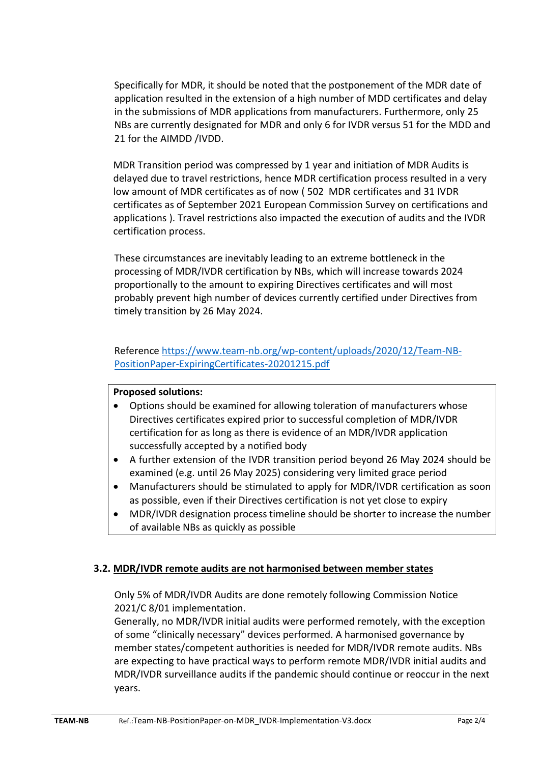Specifically for MDR, it should be noted that the postponement of the MDR date of application resulted in the extension of a high number of MDD certificates and delay in the submissions of MDR applications from manufacturers. Furthermore, only 25 NBs are currently designated for MDR and only 6 for IVDR versus 51 for the MDD and 21 for the AIMDD /IVDD.

MDR Transition period was compressed by 1 year and initiation of MDR Audits is delayed due to travel restrictions, hence MDR certification process resulted in a very low amount of MDR certificates as of now ( 502 MDR certificates and 31 IVDR certificates as of September 2021 European Commission Survey on certifications and applications ). Travel restrictions also impacted the execution of audits and the IVDR certification process.

These circumstances are inevitably leading to an extreme bottleneck in the processing of MDR/IVDR certification by NBs, which will increase towards 2024 proportionally to the amount to expiring Directives certificates and will most probably prevent high number of devices currently certified under Directives from timely transition by 26 May 2024.

Reference [https://www.team-nb.org/wp-content/uploads/2020/12/Team-NB-PositionPaper-ExpiringCertificates-20201215.pdf](https://www.team-nb.org/wp-content/uploads/2020/12/Team-NB-PositionPaper-ExpiringCertificates-20201215.pdf)

**Proposed solutions:**

- Options should be examined for allowing toleration of manufacturers whose Directives certificates expired prior to successful completion of MDR/IVDR certification for as long as there is evidence of an MDR/IVDR application successfully accepted by a notified body
- A further extension of the IVDR transition period beyond 26 May 2024 should be examined (e.g. until 26 May 2025) considering very limited grace period
- Manufacturers should be stimulated to apply for MDR/IVDR certification as soon as possible, even if their Directives certification is not yet close to expiry
- MDR/IVDR designation process timeline should be shorter to increase the number of available NBs as quickly as possible

### 3.2. MDR/IVDR remote audits are not harmonised between member states

Only 5% of MDR/IVDR Audits are done remotely following Commission Notice 2021/C 8/01 implementation.
Generally, no MDR/IVDR initial audits were performed remotely, with the exception of some "clinically necessary" devices performed. A harmonised governance by member states/competent authorities is needed for MDR/IVDR remote audits. NBs are expecting to have practical ways to perform remote MDR/IVDR initial audits and MDR/IVDR surveillance audits if the pandemic should continue or reoccur in the next years.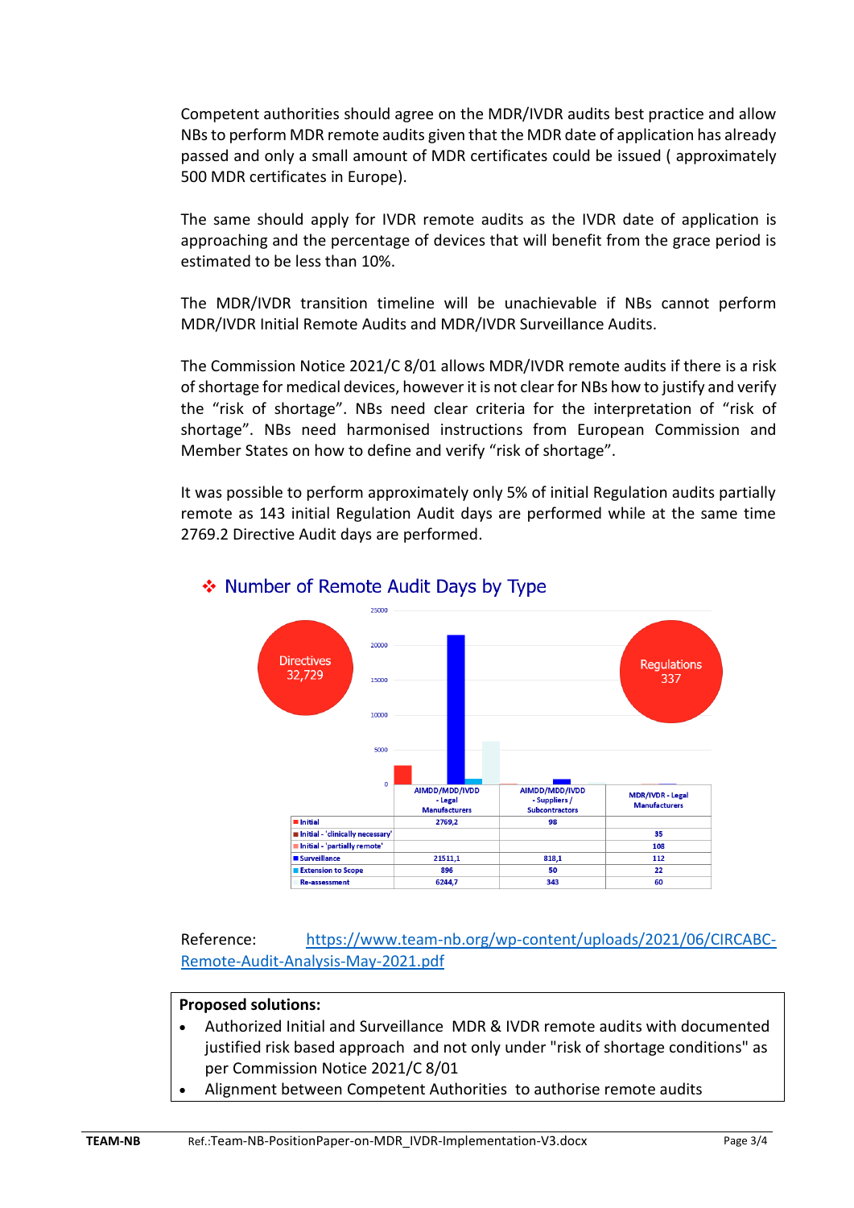Competent authorities should agree on the MDR/IVDR audits best practice and allow NBs to perform MDR remote audits given that the MDR date of application has already passed and only a small amount of MDR certificates could be issued ( approximately 500 MDR certificates in Europe).

The same should apply for IVDR remote audits as the IVDR date of application is approaching and the percentage of devices that will benefit from the grace period is estimated to be less than 10%.

The MDR/IVDR transition timeline will be unachievable if NBs cannot perform MDR/IVDR Initial Remote Audits and MDR/IVDR Surveillance Audits.

The Commission Notice 2021/C 8/01 allows MDR/IVDR remote audits if there is a risk of shortage for medical devices, however it is not clear for NBs how to justify and verify the "risk of shortage". NBs need clear criteria for the interpretation of "risk of shortage". NBs need harmonised instructions from European Commission and Member States on how to define and verify "risk of shortage".

It was possible to perform approximately only 5% of initial Regulation audits partially remote as 143 initial Regulation Audit days are performed while at the same time 2769.2 Directive Audit days are performed.

## ❖ Number of Remote Audit Days by Type

Directives 32,729

Regulations 337

| | AIMDD/MDD/IVDD - Legal Manufacturers | AIMDD/MDD/IVDD - Suppliers / Subcontractors | MDR/IVDR - Legal Manufacturers |
|---|---|---|---|
| Initial | 2769,2 | 98 | |
| Initial - 'clinically necessary' | | | 35 |
| Initial - 'partially remote' | | | 108 |
| Surveillance | 21511,1 | 818,1 | 112 |
| Extension to Scope | 896 | 50 | 22 |
| Re-assessment | 6244,7 | 343 | 60 |

Reference: https://www.team-nb.org/wp-content/uploads/2021/06/CIRCABC-Remote-Audit-Analysis-May-2021.pdf

**Proposed solutions:**

- Authorized Initial and Surveillance MDR & IVDR remote audits with documented justified risk based approach and not only under "risk of shortage conditions" as per Commission Notice 2021/C 8/01
- Alignment between Competent Authorities to authorise remote audits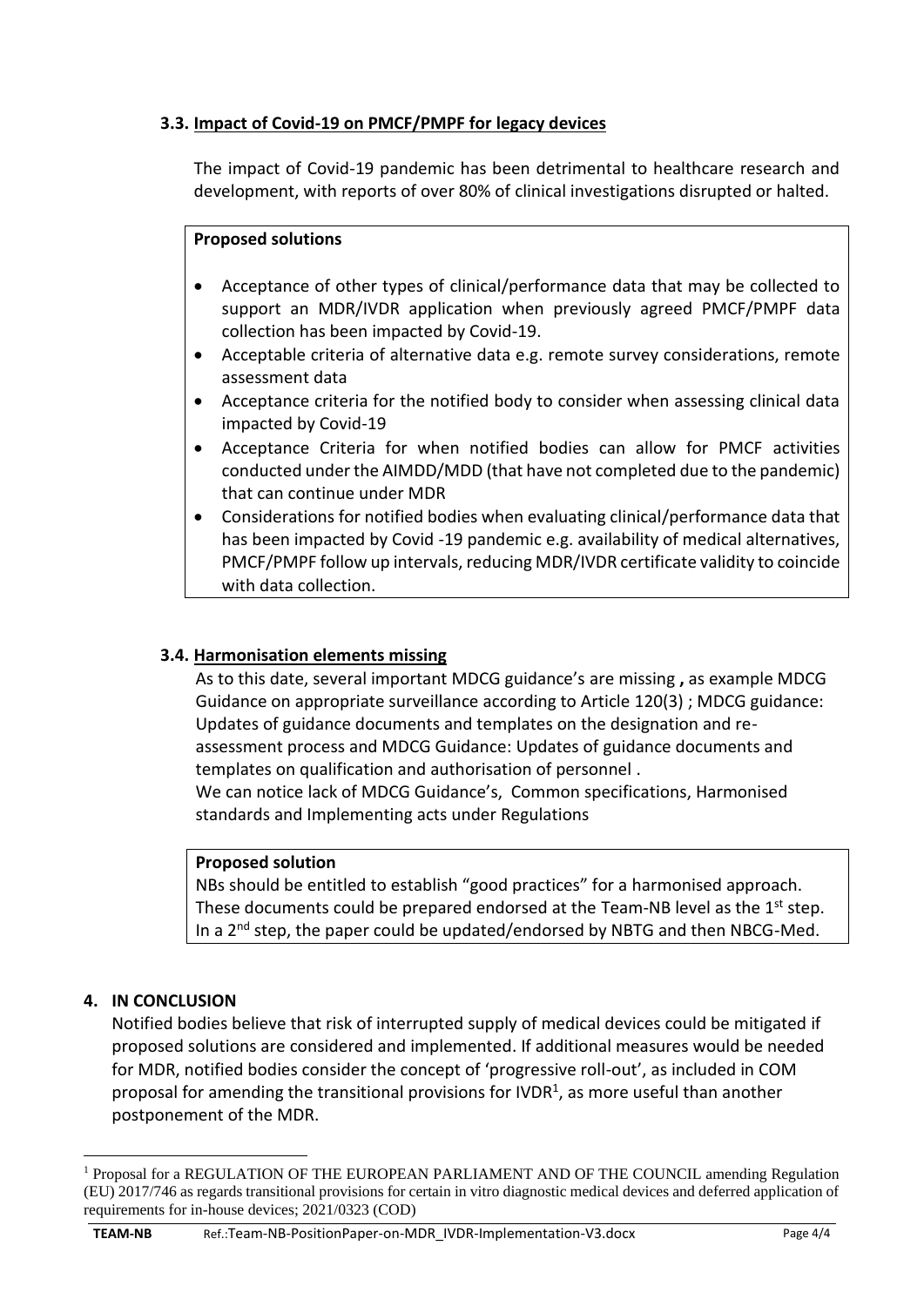### 3.3. Impact of Covid-19 on PMCF/PMPF for legacy devices

The impact of Covid-19 pandemic has been detrimental to healthcare research and development, with reports of over 80% of clinical investigations disrupted or halted.

**Proposed solutions**

- Acceptance of other types of clinical/performance data that may be collected to support an MDR/IVDR application when previously agreed PMCF/PMPF data collection has been impacted by Covid-19.
- Acceptable criteria of alternative data e.g. remote survey considerations, remote assessment data
- Acceptance criteria for the notified body to consider when assessing clinical data impacted by Covid-19
- Acceptance Criteria for when notified bodies can allow for PMCF activities conducted under the AIMDD/MDD (that have not completed due to the pandemic) that can continue under MDR
- Considerations for notified bodies when evaluating clinical/performance data that has been impacted by Covid -19 pandemic e.g. availability of medical alternatives, PMCF/PMPF follow up intervals, reducing MDR/IVDR certificate validity to coincide with data collection.

### 3.4. Harmonisation elements missing

As to this date, several important MDCG guidance's are missing **,** as example MDCG Guidance on appropriate surveillance according to Article 120(3) ; MDCG guidance: Updates of guidance documents and templates on the designation and re-assessment process and MDCG Guidance: Updates of guidance documents and templates on qualification and authorisation of personnel .

We can notice lack of MDCG Guidance's, Common specifications, Harmonised standards and Implementing acts under Regulations

**Proposed solution**

NBs should be entitled to establish "good practices" for a harmonised approach. These documents could be prepared endorsed at the Team-NB level as the 1st step. In a 2nd step, the paper could be updated/endorsed by NBTG and then NBCG-Med.

## 4. IN CONCLUSION

Notified bodies believe that risk of interrupted supply of medical devices could be mitigated if proposed solutions are considered and implemented. If additional measures would be needed for MDR, notified bodies consider the concept of 'progressive roll-out', as included in COM proposal for amending the transitional provisions for IVDR[1], as more useful than another postponement of the MDR.

[1] Proposal for a REGULATION OF THE EUROPEAN PARLIAMENT AND OF THE COUNCIL amending Regulation (EU) 2017/746 as regards transitional provisions for certain in vitro diagnostic medical devices and deferred application of requirements for in-house devices; 2021/0323 (COD)